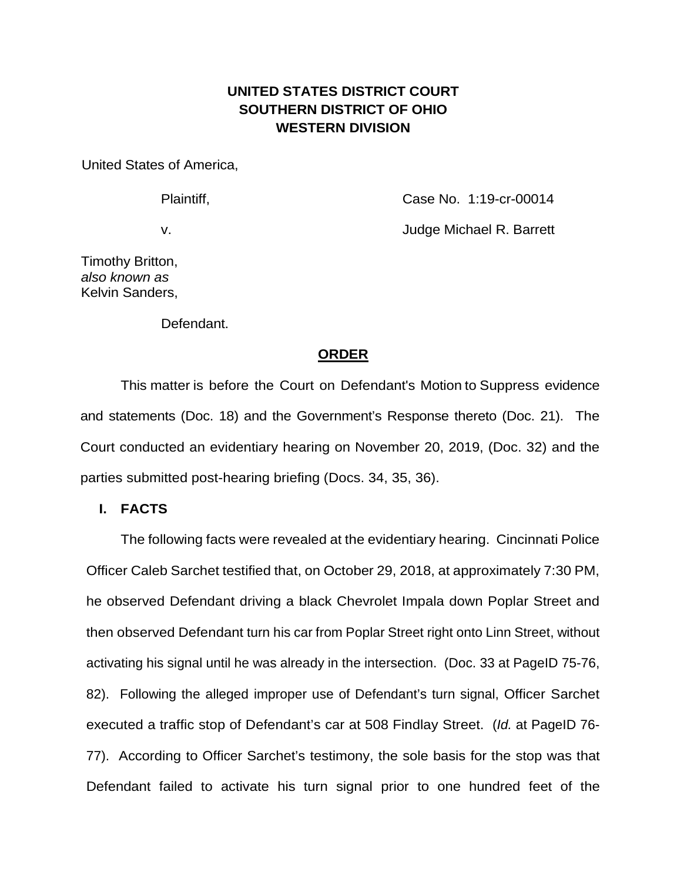**UNITED STATES DISTRICT COURT**
**SOUTHERN DISTRICT OF OHIO**
**WESTERN DIVISION**

United States of America,

Plaintiff, Case No. 1:19-cr-00014

v. Judge Michael R. Barrett

Timothy Britton,
*also known as*
Kelvin Sanders,

Defendant.

**ORDER**

This matter is before the Court on Defendant's Motion to Suppress evidence and statements (Doc. 18) and the Government's Response thereto (Doc. 21). The Court conducted an evidentiary hearing on November 20, 2019, (Doc. 32) and the parties submitted post-hearing briefing (Docs. 34, 35, 36).

## I. FACTS

The following facts were revealed at the evidentiary hearing. Cincinnati Police Officer Caleb Sarchet testified that, on October 29, 2018, at approximately 7:30 PM, he observed Defendant driving a black Chevrolet Impala down Poplar Street and then observed Defendant turn his car from Poplar Street right onto Linn Street, without activating his signal until he was already in the intersection. (Doc. 33 at PageID 75-76, 82). Following the alleged improper use of Defendant's turn signal, Officer Sarchet executed a traffic stop of Defendant's car at 508 Findlay Street. (*Id.* at PageID 76-77). According to Officer Sarchet's testimony, the sole basis for the stop was that Defendant failed to activate his turn signal prior to one hundred feet of the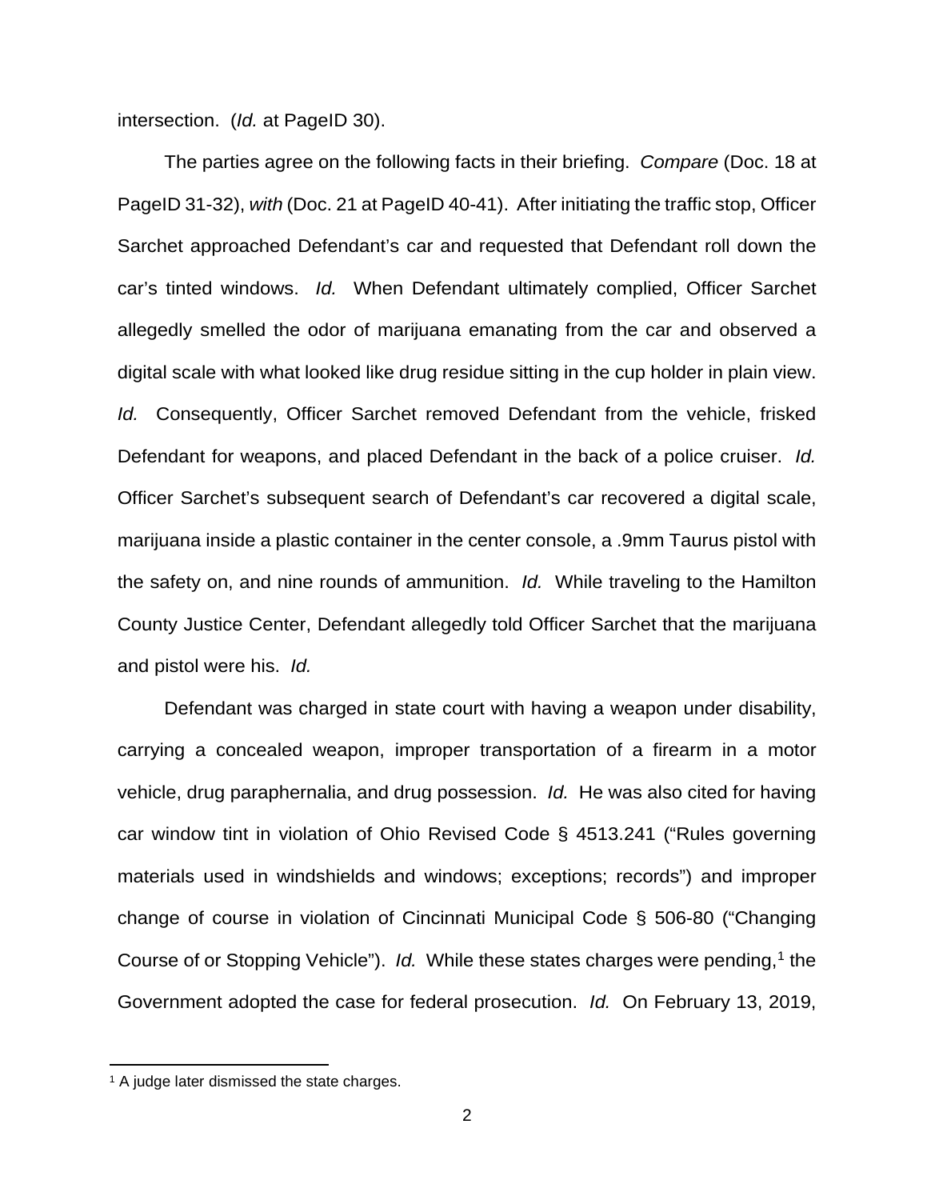intersection. (*Id.* at PageID 30).

The parties agree on the following facts in their briefing. *Compare* (Doc. 18 at PageID 31-32), *with* (Doc. 21 at PageID 40-41). After initiating the traffic stop, Officer Sarchet approached Defendant's car and requested that Defendant roll down the car's tinted windows. *Id.* When Defendant ultimately complied, Officer Sarchet allegedly smelled the odor of marijuana emanating from the car and observed a digital scale with what looked like drug residue sitting in the cup holder in plain view. *Id.* Consequently, Officer Sarchet removed Defendant from the vehicle, frisked Defendant for weapons, and placed Defendant in the back of a police cruiser. *Id.* Officer Sarchet's subsequent search of Defendant's car recovered a digital scale, marijuana inside a plastic container in the center console, a .9mm Taurus pistol with the safety on, and nine rounds of ammunition. *Id.* While traveling to the Hamilton County Justice Center, Defendant allegedly told Officer Sarchet that the marijuana and pistol were his. *Id.*

Defendant was charged in state court with having a weapon under disability, carrying a concealed weapon, improper transportation of a firearm in a motor vehicle, drug paraphernalia, and drug possession. *Id.* He was also cited for having car window tint in violation of Ohio Revised Code § 4513.241 ("Rules governing materials used in windshields and windows; exceptions; records") and improper change of course in violation of Cincinnati Municipal Code § 506-80 ("Changing Course of or Stopping Vehicle"). *Id.* While these states charges were pending,[1] the Government adopted the case for federal prosecution. *Id.* On February 13, 2019,

[1] A judge later dismissed the state charges.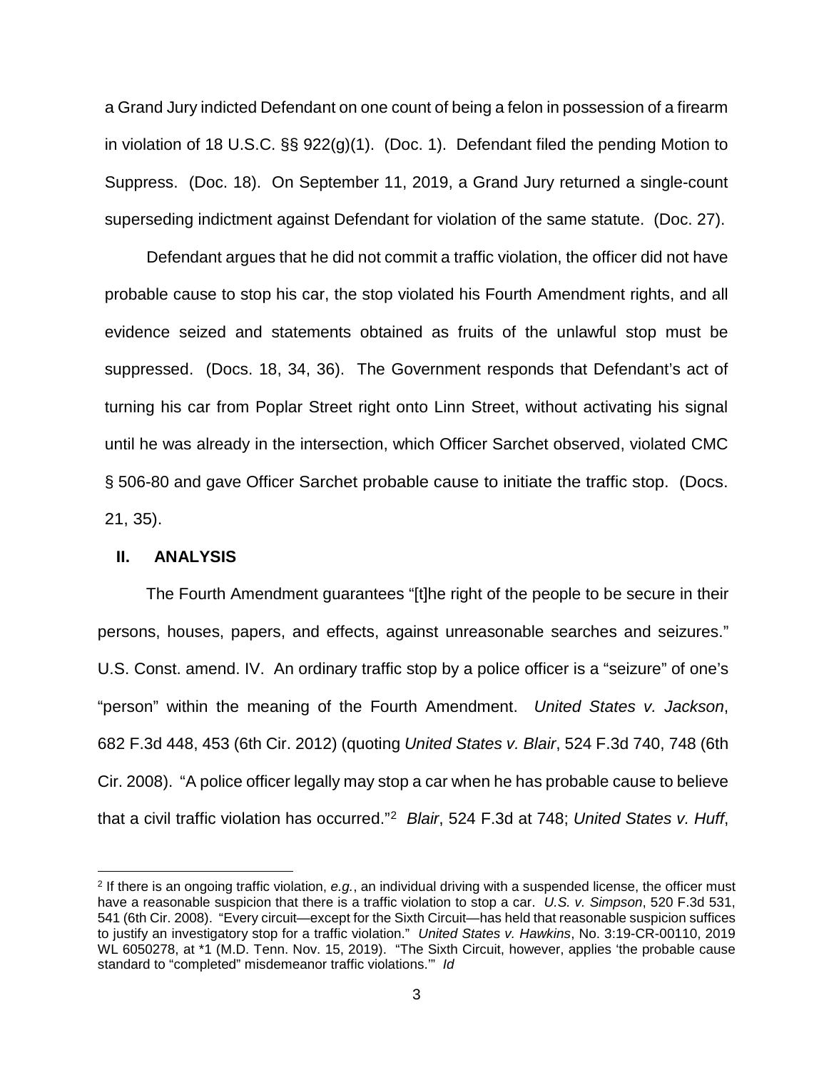a Grand Jury indicted Defendant on one count of being a felon in possession of a firearm in violation of 18 U.S.C. §§ 922(g)(1). (Doc. 1). Defendant filed the pending Motion to Suppress. (Doc. 18). On September 11, 2019, a Grand Jury returned a single-count superseding indictment against Defendant for violation of the same statute. (Doc. 27).

Defendant argues that he did not commit a traffic violation, the officer did not have probable cause to stop his car, the stop violated his Fourth Amendment rights, and all evidence seized and statements obtained as fruits of the unlawful stop must be suppressed. (Docs. 18, 34, 36). The Government responds that Defendant's act of turning his car from Poplar Street right onto Linn Street, without activating his signal until he was already in the intersection, which Officer Sarchet observed, violated CMC § 506-80 and gave Officer Sarchet probable cause to initiate the traffic stop. (Docs. 21, 35).

## II. ANALYSIS

The Fourth Amendment guarantees "[t]he right of the people to be secure in their persons, houses, papers, and effects, against unreasonable searches and seizures." U.S. Const. amend. IV. An ordinary traffic stop by a police officer is a "seizure" of one's "person" within the meaning of the Fourth Amendment. *United States v. Jackson*, 682 F.3d 448, 453 (6th Cir. 2012) (quoting *United States v. Blair*, 524 F.3d 740, 748 (6th Cir. 2008). "A police officer legally may stop a car when he has probable cause to believe that a civil traffic violation has occurred."[2] *Blair*, 524 F.3d at 748; *United States v. Huff*,

---

[2] If there is an ongoing traffic violation, *e.g.*, an individual driving with a suspended license, the officer must have a reasonable suspicion that there is a traffic violation to stop a car. *U.S. v. Simpson*, 520 F.3d 531, 541 (6th Cir. 2008). "Every circuit—except for the Sixth Circuit—has held that reasonable suspicion suffices to justify an investigatory stop for a traffic violation." *United States v. Hawkins*, No. 3:19-CR-00110, 2019 WL 6050278, at *1 (M.D. Tenn. Nov. 15, 2019). "The Sixth Circuit, however, applies 'the probable cause standard to "completed" misdemeanor traffic violations.'" *Id*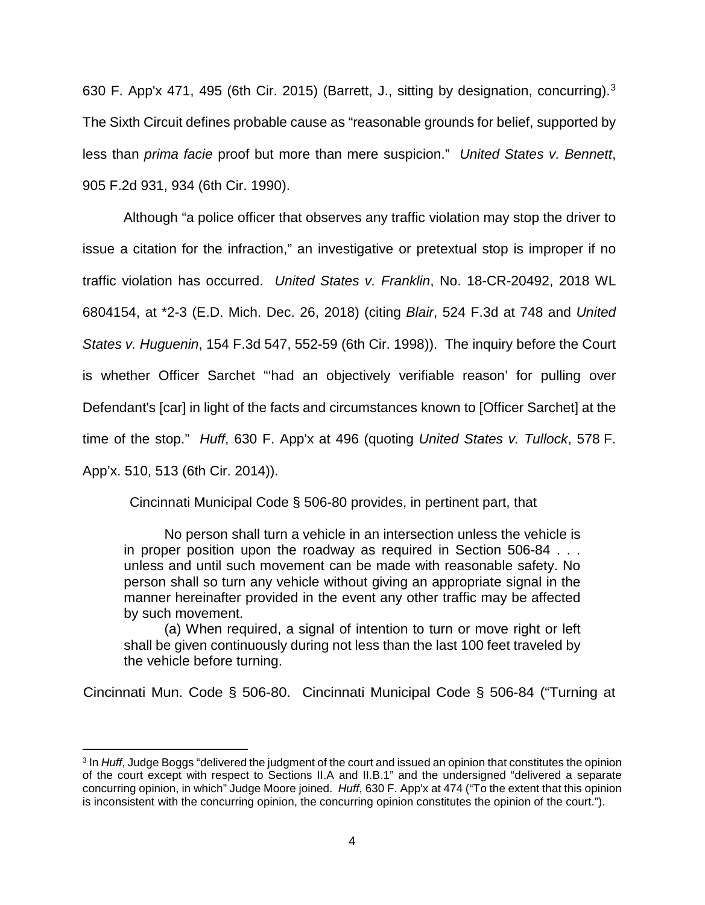630 F. App'x 471, 495 (6th Cir. 2015) (Barrett, J., sitting by designation, concurring).[3] The Sixth Circuit defines probable cause as "reasonable grounds for belief, supported by less than *prima facie* proof but more than mere suspicion." *United States v. Bennett*, 905 F.2d 931, 934 (6th Cir. 1990).

Although "a police officer that observes any traffic violation may stop the driver to issue a citation for the infraction," an investigative or pretextual stop is improper if no traffic violation has occurred. *United States v. Franklin*, No. 18-CR-20492, 2018 WL 6804154, at *2-3 (E.D. Mich. Dec. 26, 2018) (citing *Blair*, 524 F.3d at 748 and *United States v. Huguenin*, 154 F.3d 547, 552-59 (6th Cir. 1998)). The inquiry before the Court is whether Officer Sarchet "'had an objectively verifiable reason' for pulling over Defendant's [car] in light of the facts and circumstances known to [Officer Sarchet] at the time of the stop." *Huff*, 630 F. App'x at 496 (quoting *United States v. Tullock*, 578 F. App'x. 510, 513 (6th Cir. 2014)).

Cincinnati Municipal Code § 506-80 provides, in pertinent part, that

> No person shall turn a vehicle in an intersection unless the vehicle is in proper position upon the roadway as required in Section 506-84 . . . unless and until such movement can be made with reasonable safety. No person shall so turn any vehicle without giving an appropriate signal in the manner hereinafter provided in the event any other traffic may be affected by such movement.
>
> (a) When required, a signal of intention to turn or move right or left shall be given continuously during not less than the last 100 feet traveled by the vehicle before turning.

Cincinnati Mun. Code § 506-80. Cincinnati Municipal Code § 506-84 ("Turning at

---

[3] In *Huff*, Judge Boggs "delivered the judgment of the court and issued an opinion that constitutes the opinion of the court except with respect to Sections II.A and II.B.1" and the undersigned "delivered a separate concurring opinion, in which" Judge Moore joined. *Huff*, 630 F. App'x at 474 ("To the extent that this opinion is inconsistent with the concurring opinion, the concurring opinion constitutes the opinion of the court.").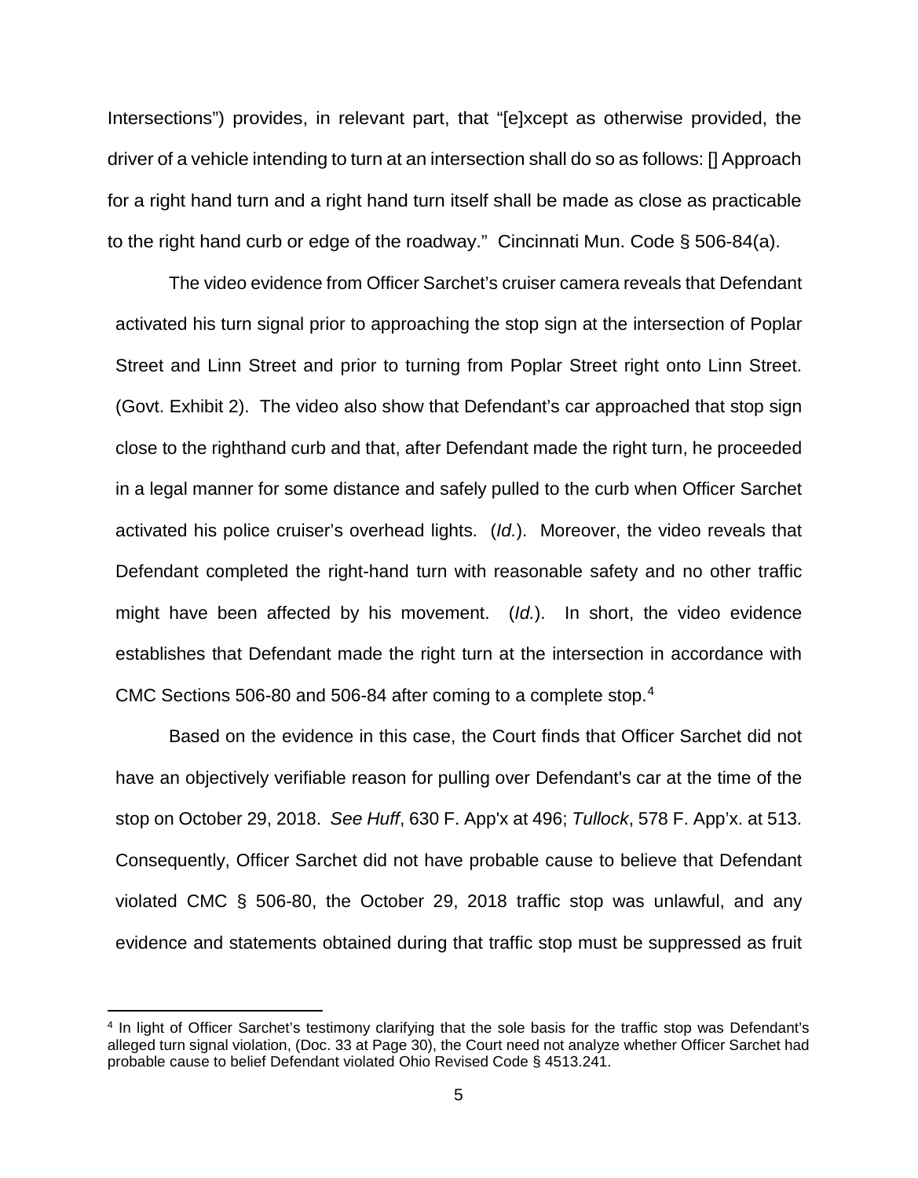Intersections") provides, in relevant part, that "[e]xcept as otherwise provided, the driver of a vehicle intending to turn at an intersection shall do so as follows: [] Approach for a right hand turn and a right hand turn itself shall be made as close as practicable to the right hand curb or edge of the roadway." Cincinnati Mun. Code § 506-84(a).

The video evidence from Officer Sarchet's cruiser camera reveals that Defendant activated his turn signal prior to approaching the stop sign at the intersection of Poplar Street and Linn Street and prior to turning from Poplar Street right onto Linn Street. (Govt. Exhibit 2). The video also show that Defendant's car approached that stop sign close to the righthand curb and that, after Defendant made the right turn, he proceeded in a legal manner for some distance and safely pulled to the curb when Officer Sarchet activated his police cruiser's overhead lights. (*Id.*). Moreover, the video reveals that Defendant completed the right-hand turn with reasonable safety and no other traffic might have been affected by his movement. (*Id.*). In short, the video evidence establishes that Defendant made the right turn at the intersection in accordance with CMC Sections 506-80 and 506-84 after coming to a complete stop.[4]

Based on the evidence in this case, the Court finds that Officer Sarchet did not have an objectively verifiable reason for pulling over Defendant's car at the time of the stop on October 29, 2018. *See Huff*, 630 F. App'x at 496; *Tullock*, 578 F. App'x. at 513. Consequently, Officer Sarchet did not have probable cause to believe that Defendant violated CMC § 506-80, the October 29, 2018 traffic stop was unlawful, and any evidence and statements obtained during that traffic stop must be suppressed as fruit

[4] In light of Officer Sarchet's testimony clarifying that the sole basis for the traffic stop was Defendant's alleged turn signal violation, (Doc. 33 at Page 30), the Court need not analyze whether Officer Sarchet had probable cause to belief Defendant violated Ohio Revised Code § 4513.241.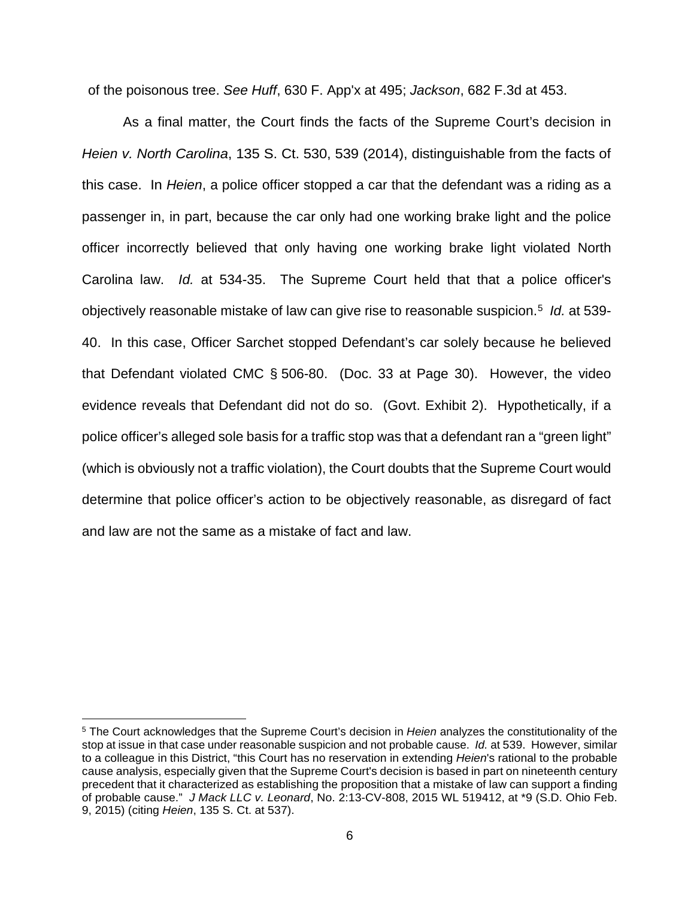of the poisonous tree. *See Huff*, 630 F. App'x at 495; *Jackson*, 682 F.3d at 453.

As a final matter, the Court finds the facts of the Supreme Court's decision in *Heien v. North Carolina*, 135 S. Ct. 530, 539 (2014), distinguishable from the facts of this case. In *Heien*, a police officer stopped a car that the defendant was a riding as a passenger in, in part, because the car only had one working brake light and the police officer incorrectly believed that only having one working brake light violated North Carolina law. *Id.* at 534-35. The Supreme Court held that that a police officer's objectively reasonable mistake of law can give rise to reasonable suspicion.[5] *Id.* at 539-40. In this case, Officer Sarchet stopped Defendant's car solely because he believed that Defendant violated CMC § 506-80. (Doc. 33 at Page 30). However, the video evidence reveals that Defendant did not do so. (Govt. Exhibit 2). Hypothetically, if a police officer's alleged sole basis for a traffic stop was that a defendant ran a "green light" (which is obviously not a traffic violation), the Court doubts that the Supreme Court would determine that police officer's action to be objectively reasonable, as disregard of fact and law are not the same as a mistake of fact and law.

---

[5] The Court acknowledges that the Supreme Court's decision in *Heien* analyzes the constitutionality of the stop at issue in that case under reasonable suspicion and not probable cause. *Id.* at 539. However, similar to a colleague in this District, "this Court has no reservation in extending *Heien*'s rational to the probable cause analysis, especially given that the Supreme Court's decision is based in part on nineteenth century precedent that it characterized as establishing the proposition that a mistake of law can support a finding of probable cause." *J Mack LLC v. Leonard*, No. 2:13-CV-808, 2015 WL 519412, at *9 (S.D. Ohio Feb. 9, 2015) (citing *Heien*, 135 S. Ct. at 537).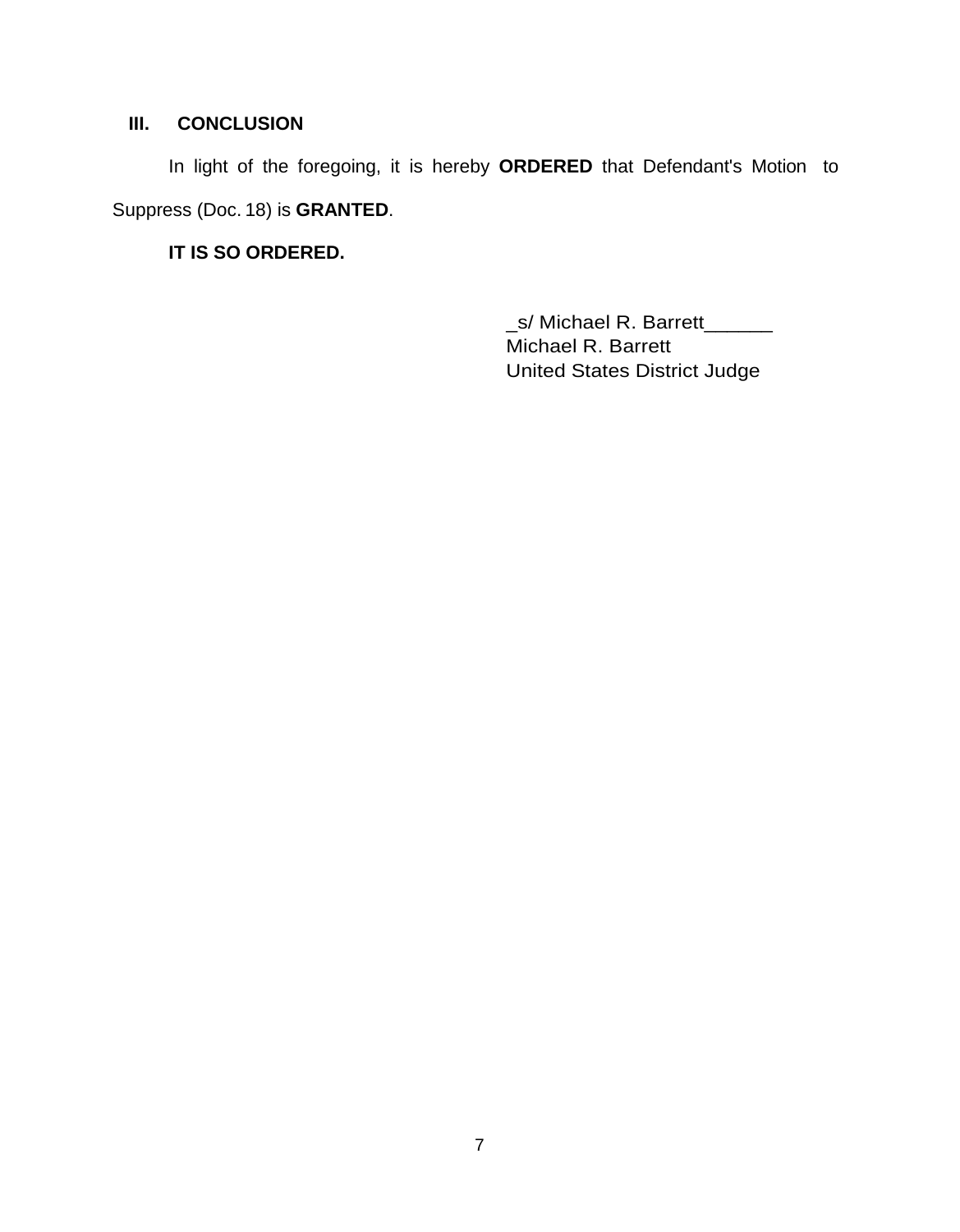## III. CONCLUSION

In light of the foregoing, it is hereby **ORDERED** that Defendant's Motion to Suppress (Doc. 18) is **GRANTED**.

**IT IS SO ORDERED.**

_s/ Michael R. Barrett______
Michael R. Barrett
United States District Judge